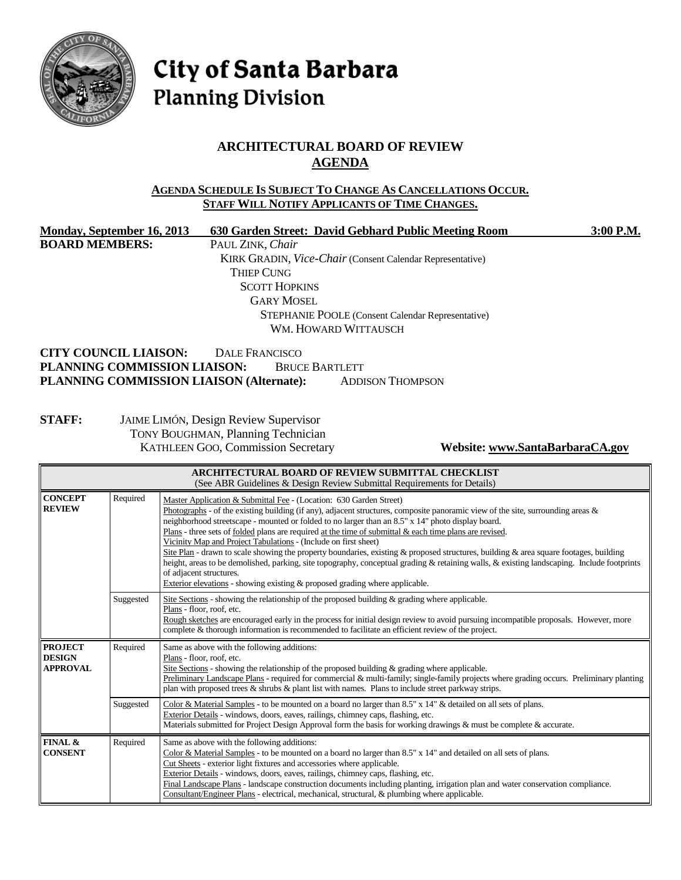# City of Santa Barbara
## Planning Division

## ARCHITECTURAL BOARD OF REVIEW
## AGENDA

**AGENDA SCHEDULE IS SUBJECT TO CHANGE AS CANCELLATIONS OCCUR.**
**STAFF WILL NOTIFY APPLICANTS OF TIME CHANGES.**

**Monday, September 16, 2013** | **630 Garden Street: David Gebhard Public Meeting Room** | **3:00 P.M.**

**BOARD MEMBERS:**
PAUL ZINK, *Chair*
KIRK GRADIN, *Vice-Chair* (Consent Calendar Representative)
THIEP CUNG
SCOTT HOPKINS
GARY MOSEL
STEPHANIE POOLE (Consent Calendar Representative)
WM. HOWARD WITTAUSCH

**CITY COUNCIL LIAISON:** DALE FRANCISCO
**PLANNING COMMISSION LIAISON:** BRUCE BARTLETT
**PLANNING COMMISSION LIAISON (Alternate):** ADDISON THOMPSON

**STAFF:**
JAIME LIMÓN, Design Review Supervisor
TONY BOUGHMAN, Planning Technician
KATHLEEN GOO, Commission Secretary

**Website: www.SantaBarbaraCA.gov**

| ARCHITECTURAL BOARD OF REVIEW SUBMITTAL CHECKLIST (See ABR Guidelines & Design Review Submittal Requirements for Details) | | |
|---|---|---|
| **CONCEPT REVIEW** | Required | Master Application & Submittal Fee - (Location: 630 Garden Street)<br>Photographs - of the existing building (if any), adjacent structures, composite panoramic view of the site, surrounding areas & neighborhood streetscape - mounted or folded to no larger than an 8.5" x 14" photo display board.<br>Plans - three sets of folded plans are required at the time of submittal & each time plans are revised.<br>Vicinity Map and Project Tabulations - (Include on first sheet)<br>Site Plan - drawn to scale showing the property boundaries, existing & proposed structures, building & area square footages, building height, areas to be demolished, parking, site topography, conceptual grading & retaining walls, & existing landscaping. Include footprints of adjacent structures.<br>Exterior elevations - showing existing & proposed grading where applicable. |
| | Suggested | Site Sections - showing the relationship of the proposed building & grading where applicable.<br>Plans - floor, roof, etc.<br>Rough sketches are encouraged early in the process for initial design review to avoid pursuing incompatible proposals. However, more complete & thorough information is recommended to facilitate an efficient review of the project. |
| **PROJECT DESIGN APPROVAL** | Required | Same as above with the following additions:<br>Plans - floor, roof, etc.<br>Site Sections - showing the relationship of the proposed building & grading where applicable.<br>Preliminary Landscape Plans - required for commercial & multi-family; single-family projects where grading occurs. Preliminary planting plan with proposed trees & shrubs & plant list with names. Plans to include street parkway strips. |
| | Suggested | Color & Material Samples - to be mounted on a board no larger than 8.5" x 14" & detailed on all sets of plans.<br>Exterior Details - windows, doors, eaves, railings, chimney caps, flashing, etc.<br>Materials submitted for Project Design Approval form the basis for working drawings & must be complete & accurate. |
| **FINAL & CONSENT** | Required | Same as above with the following additions:<br>Color & Material Samples - to be mounted on a board no larger than 8.5" x 14" and detailed on all sets of plans.<br>Cut Sheets - exterior light fixtures and accessories where applicable.<br>Exterior Details - windows, doors, eaves, railings, chimney caps, flashing, etc.<br>Final Landscape Plans - landscape construction documents including planting, irrigation plan and water conservation compliance.<br>Consultant/Engineer Plans - electrical, mechanical, structural, & plumbing where applicable. |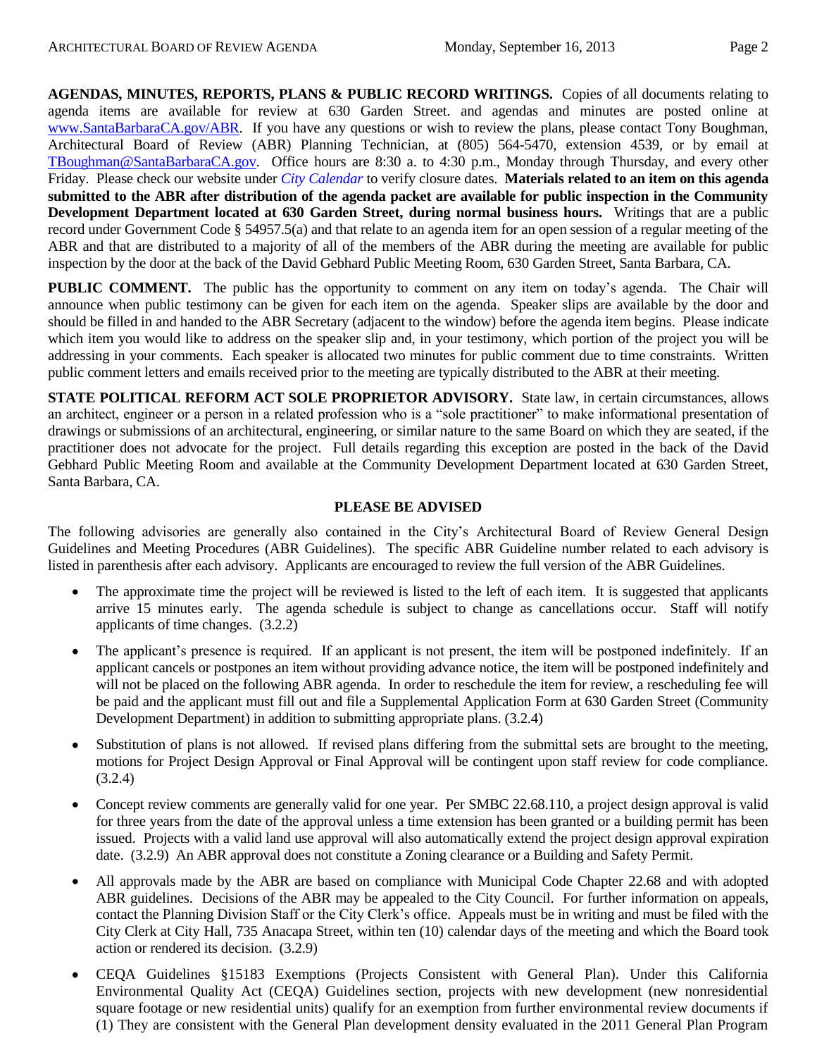**AGENDAS, MINUTES, REPORTS, PLANS & PUBLIC RECORD WRITINGS.** Copies of all documents relating to agenda items are available for review at 630 Garden Street. and agendas and minutes are posted online at www.SantaBarbaraCA.gov/ABR. If you have any questions or wish to review the plans, please contact Tony Boughman, Architectural Board of Review (ABR) Planning Technician, at (805) 564-5470, extension 4539, or by email at TBoughman@SantaBarbaraCA.gov. Office hours are 8:30 a. to 4:30 p.m., Monday through Thursday, and every other Friday. Please check our website under *City Calendar* to verify closure dates. **Materials related to an item on this agenda submitted to the ABR after distribution of the agenda packet are available for public inspection in the Community Development Department located at 630 Garden Street, during normal business hours.** Writings that are a public record under Government Code § 54957.5(a) and that relate to an agenda item for an open session of a regular meeting of the ABR and that are distributed to a majority of all of the members of the ABR during the meeting are available for public inspection by the door at the back of the David Gebhard Public Meeting Room, 630 Garden Street, Santa Barbara, CA.

**PUBLIC COMMENT.** The public has the opportunity to comment on any item on today's agenda. The Chair will announce when public testimony can be given for each item on the agenda. Speaker slips are available by the door and should be filled in and handed to the ABR Secretary (adjacent to the window) before the agenda item begins. Please indicate which item you would like to address on the speaker slip and, in your testimony, which portion of the project you will be addressing in your comments. Each speaker is allocated two minutes for public comment due to time constraints. Written public comment letters and emails received prior to the meeting are typically distributed to the ABR at their meeting.

**STATE POLITICAL REFORM ACT SOLE PROPRIETOR ADVISORY.** State law, in certain circumstances, allows an architect, engineer or a person in a related profession who is a "sole practitioner" to make informational presentation of drawings or submissions of an architectural, engineering, or similar nature to the same Board on which they are seated, if the practitioner does not advocate for the project. Full details regarding this exception are posted in the back of the David Gebhard Public Meeting Room and available at the Community Development Department located at 630 Garden Street, Santa Barbara, CA.

**PLEASE BE ADVISED**

The following advisories are generally also contained in the City's Architectural Board of Review General Design Guidelines and Meeting Procedures (ABR Guidelines). The specific ABR Guideline number related to each advisory is listed in parenthesis after each advisory. Applicants are encouraged to review the full version of the ABR Guidelines.

- The approximate time the project will be reviewed is listed to the left of each item. It is suggested that applicants arrive 15 minutes early. The agenda schedule is subject to change as cancellations occur. Staff will notify applicants of time changes. (3.2.2)
- The applicant's presence is required. If an applicant is not present, the item will be postponed indefinitely. If an applicant cancels or postpones an item without providing advance notice, the item will be postponed indefinitely and will not be placed on the following ABR agenda. In order to reschedule the item for review, a rescheduling fee will be paid and the applicant must fill out and file a Supplemental Application Form at 630 Garden Street (Community Development Department) in addition to submitting appropriate plans. (3.2.4)
- Substitution of plans is not allowed. If revised plans differing from the submittal sets are brought to the meeting, motions for Project Design Approval or Final Approval will be contingent upon staff review for code compliance. (3.2.4)
- Concept review comments are generally valid for one year. Per SMBC 22.68.110, a project design approval is valid for three years from the date of the approval unless a time extension has been granted or a building permit has been issued. Projects with a valid land use approval will also automatically extend the project design approval expiration date. (3.2.9) An ABR approval does not constitute a Zoning clearance or a Building and Safety Permit.
- All approvals made by the ABR are based on compliance with Municipal Code Chapter 22.68 and with adopted ABR guidelines. Decisions of the ABR may be appealed to the City Council. For further information on appeals, contact the Planning Division Staff or the City Clerk's office. Appeals must be in writing and must be filed with the City Clerk at City Hall, 735 Anacapa Street, within ten (10) calendar days of the meeting and which the Board took action or rendered its decision. (3.2.9)
- CEQA Guidelines §15183 Exemptions (Projects Consistent with General Plan). Under this California Environmental Quality Act (CEQA) Guidelines section, projects with new development (new nonresidential square footage or new residential units) qualify for an exemption from further environmental review documents if (1) They are consistent with the General Plan development density evaluated in the 2011 General Plan Program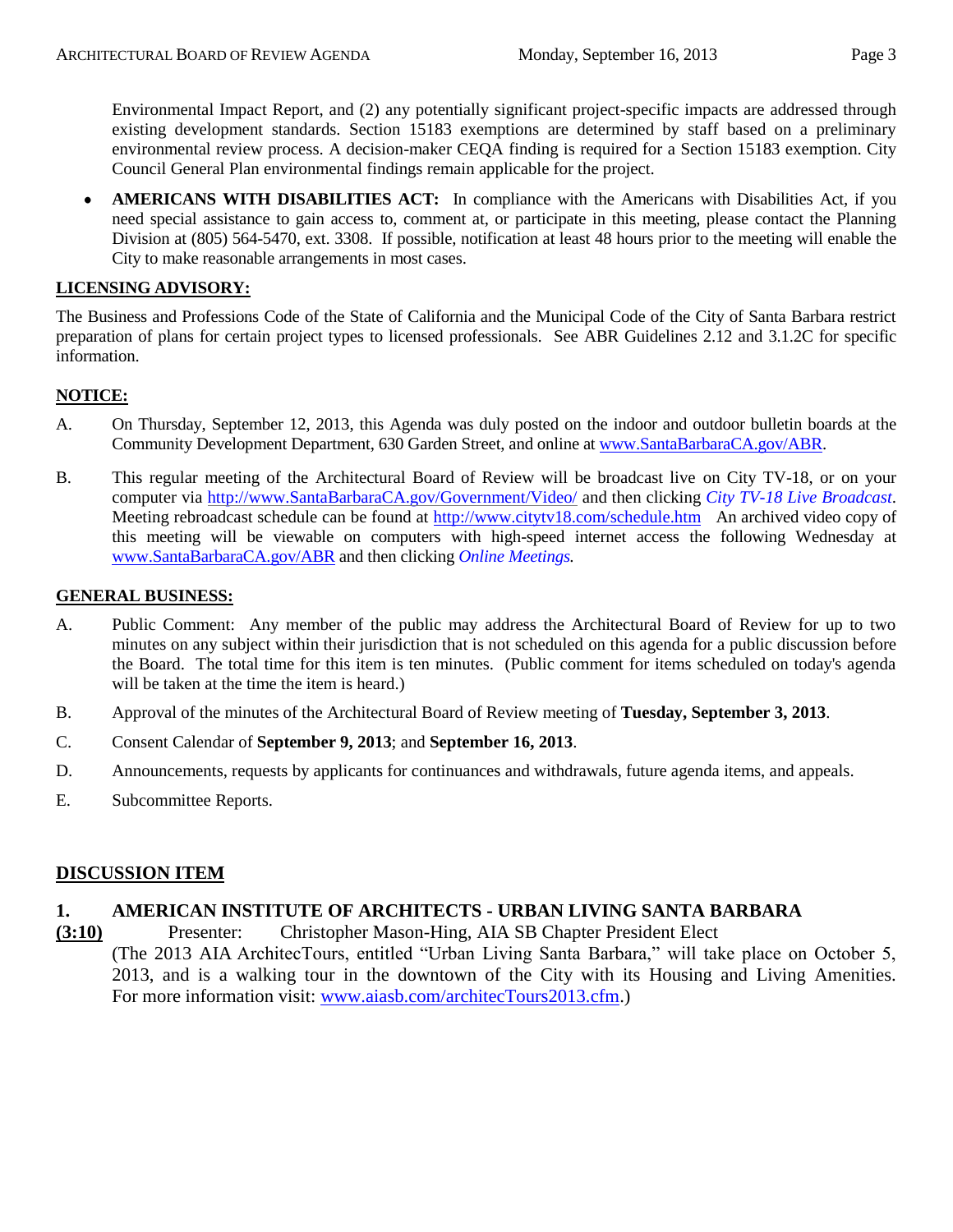Environmental Impact Report, and (2) any potentially significant project-specific impacts are addressed through existing development standards. Section 15183 exemptions are determined by staff based on a preliminary environmental review process. A decision-maker CEQA finding is required for a Section 15183 exemption. City Council General Plan environmental findings remain applicable for the project.

- **AMERICANS WITH DISABILITIES ACT:** In compliance with the Americans with Disabilities Act, if you need special assistance to gain access to, comment at, or participate in this meeting, please contact the Planning Division at (805) 564-5470, ext. 3308. If possible, notification at least 48 hours prior to the meeting will enable the City to make reasonable arrangements in most cases.

## LICENSING ADVISORY:

The Business and Professions Code of the State of California and the Municipal Code of the City of Santa Barbara restrict preparation of plans for certain project types to licensed professionals. See ABR Guidelines 2.12 and 3.1.2C for specific information.

## NOTICE:

A. On Thursday, September 12, 2013, this Agenda was duly posted on the indoor and outdoor bulletin boards at the Community Development Department, 630 Garden Street, and online at www.SantaBarbaraCA.gov/ABR.

B. This regular meeting of the Architectural Board of Review will be broadcast live on City TV-18, or on your computer via http://www.SantaBarbaraCA.gov/Government/Video/ and then clicking *City TV-18 Live Broadcast*. Meeting rebroadcast schedule can be found at http://www.citytv18.com/schedule.htm An archived video copy of this meeting will be viewable on computers with high-speed internet access the following Wednesday at www.SantaBarbaraCA.gov/ABR and then clicking *Online Meetings.*

## GENERAL BUSINESS:

A. Public Comment: Any member of the public may address the Architectural Board of Review for up to two minutes on any subject within their jurisdiction that is not scheduled on this agenda for a public discussion before the Board. The total time for this item is ten minutes. (Public comment for items scheduled on today's agenda will be taken at the time the item is heard.)

B. Approval of the minutes of the Architectural Board of Review meeting of **Tuesday, September 3, 2013**.

C. Consent Calendar of **September 9, 2013**; and **September 16, 2013**.

D. Announcements, requests by applicants for continuances and withdrawals, future agenda items, and appeals.

E. Subcommittee Reports.

## DISCUSSION ITEM

### 1. AMERICAN INSTITUTE OF ARCHITECTS - URBAN LIVING SANTA BARBARA

**(3:10)** Presenter: Christopher Mason-Hing, AIA SB Chapter President Elect

(The 2013 AIA ArchitecTours, entitled "Urban Living Santa Barbara," will take place on October 5, 2013, and is a walking tour in the downtown of the City with its Housing and Living Amenities. For more information visit: www.aiasb.com/architecTours2013.cfm.)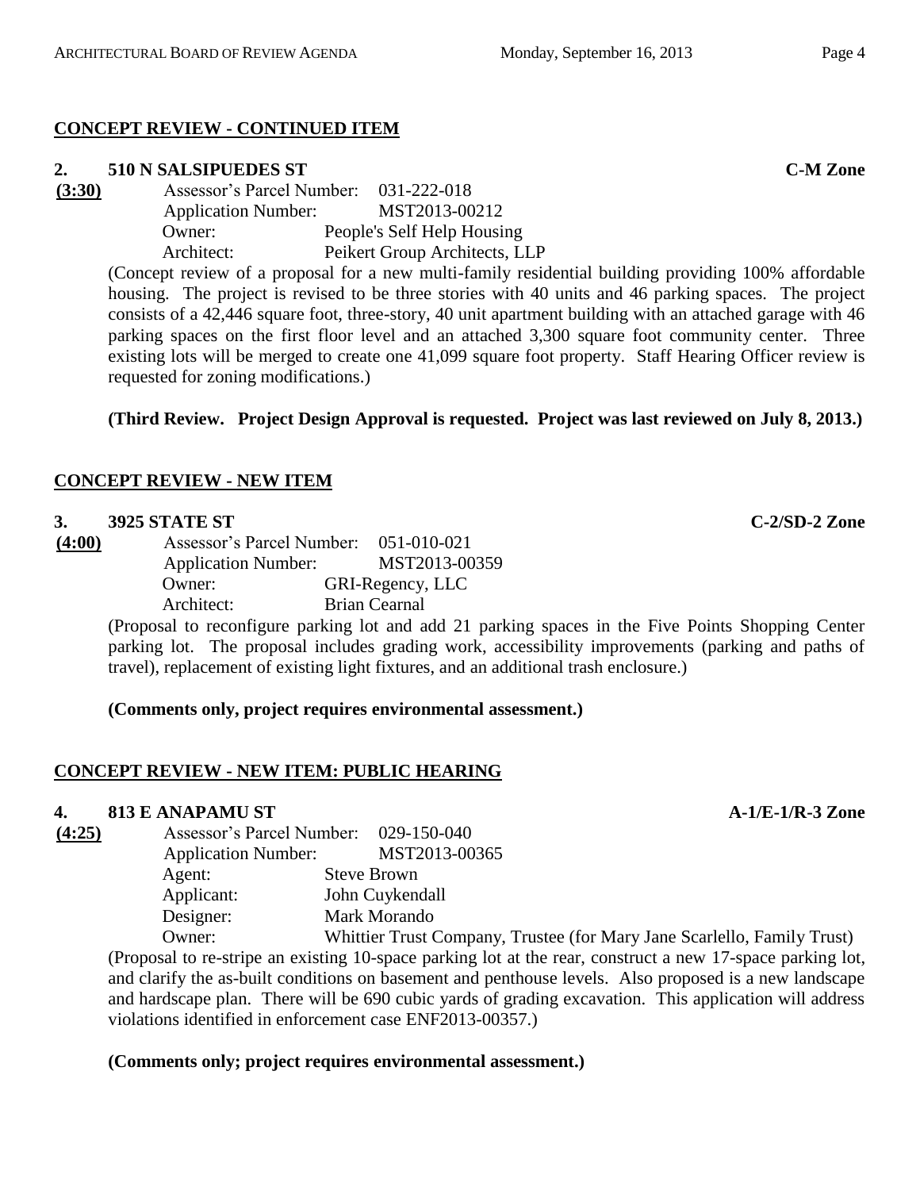## CONCEPT REVIEW - CONTINUED ITEM

### 2. 510 N SALSIPUEDES ST — C-M Zone

**(3:30)**

Assessor's Parcel Number: 031-222-018
Application Number: MST2013-00212
Owner: People's Self Help Housing
Architect: Peikert Group Architects, LLP

(Concept review of a proposal for a new multi-family residential building providing 100% affordable housing. The project is revised to be three stories with 40 units and 46 parking spaces. The project consists of a 42,446 square foot, three-story, 40 unit apartment building with an attached garage with 46 parking spaces on the first floor level and an attached 3,300 square foot community center. Three existing lots will be merged to create one 41,099 square foot property. Staff Hearing Officer review is requested for zoning modifications.)

**(Third Review. Project Design Approval is requested. Project was last reviewed on July 8, 2013.)**

## CONCEPT REVIEW - NEW ITEM

### 3. 3925 STATE ST — C-2/SD-2 Zone

**(4:00)**

Assessor's Parcel Number: 051-010-021
Application Number: MST2013-00359
Owner: GRI-Regency, LLC
Architect: Brian Cearnal

(Proposal to reconfigure parking lot and add 21 parking spaces in the Five Points Shopping Center parking lot. The proposal includes grading work, accessibility improvements (parking and paths of travel), replacement of existing light fixtures, and an additional trash enclosure.)

**(Comments only, project requires environmental assessment.)**

## CONCEPT REVIEW - NEW ITEM: PUBLIC HEARING

### 4. 813 E ANAPAMU ST — A-1/E-1/R-3 Zone

**(4:25)**

Assessor's Parcel Number: 029-150-040
Application Number: MST2013-00365
Agent: Steve Brown
Applicant: John Cuykendall
Designer: Mark Morando
Owner: Whittier Trust Company, Trustee (for Mary Jane Scarlello, Family Trust)

(Proposal to re-stripe an existing 10-space parking lot at the rear, construct a new 17-space parking lot, and clarify the as-built conditions on basement and penthouse levels. Also proposed is a new landscape and hardscape plan. There will be 690 cubic yards of grading excavation. This application will address violations identified in enforcement case ENF2013-00357.)

**(Comments only; project requires environmental assessment.)**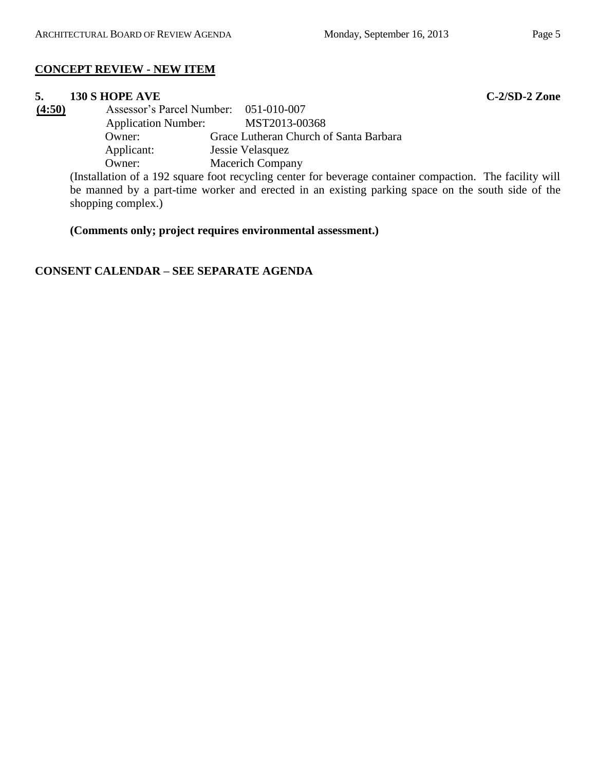## CONCEPT REVIEW - NEW ITEM

**5. 130 S HOPE AVE** **C-2/SD-2 Zone**

**(4:50)**

Assessor's Parcel Number: 051-010-007
Application Number: MST2013-00368
Owner: Grace Lutheran Church of Santa Barbara
Applicant: Jessie Velasquez
Owner: Macerich Company

(Installation of a 192 square foot recycling center for beverage container compaction. The facility will be manned by a part-time worker and erected in an existing parking space on the south side of the shopping complex.)

**(Comments only; project requires environmental assessment.)**

## CONSENT CALENDAR – SEE SEPARATE AGENDA